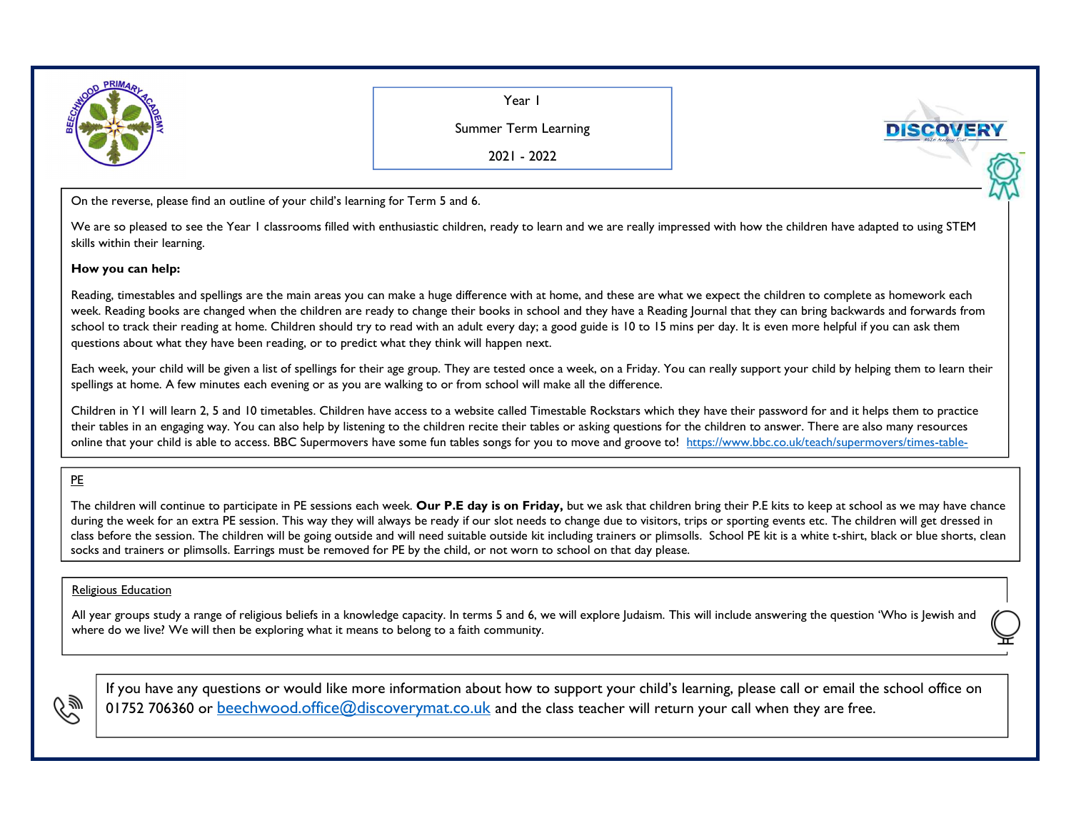# Year 1

# Summer Term Learning

# 2021 - 2022

On the reverse, please find an outline of your child's learning for Term 5 and 6.

We are so pleased to see the Year 1 classrooms filled with enthusiastic children, ready to learn and we are really impressed with how the children have adapted to using STEM skills within their learning.

**How you can help:**

Reading, timestables and spellings are the main areas you can make a huge difference with at home, and these are what we expect the children to complete as homework each week. Reading books are changed when the children are ready to change their books in school and they have a Reading Journal that they can bring backwards and forwards from school to track their reading at home. Children should try to read with an adult every day; a good guide is 10 to 15 mins per day. It is even more helpful if you can ask them questions about what they have been reading, or to predict what they think will happen next.

Each week, your child will be given a list of spellings for their age group. They are tested once a week, on a Friday. You can really support your child by helping them to learn their spellings at home. A few minutes each evening or as you are walking to or from school will make all the difference.

Children in Y1 will learn 2, 5 and 10 timetables. Children have access to a website called Timestable Rockstars which they have their password for and it helps them to practice their tables in an engaging way. You can also help by listening to the children recite their tables or asking questions for the children to answer. There are also many resources online that your child is able to access. BBC Supermovers have some fun tables songs for you to move and groove to! https://www.bbc.co.uk/teach/supermovers/times-table-

## PE

The children will continue to participate in PE sessions each week. **Our P.E day is on Friday,** but we ask that children bring their P.E kits to keep at school as we may have chance during the week for an extra PE session. This way they will always be ready if our slot needs to change due to visitors, trips or sporting events etc. The children will get dressed in class before the session. The children will be going outside and will need suitable outside kit including trainers or plimsolls. School PE kit is a white t-shirt, black or blue shorts, clean socks and trainers or plimsolls. Earrings must be removed for PE by the child, or not worn to school on that day please.

## Religious Education

All year groups study a range of religious beliefs in a knowledge capacity. In terms 5 and 6, we will explore Judaism. This will include answering the question 'Who is Jewish and where do we live? We will then be exploring what it means to belong to a faith community.

If you have any questions or would like more information about how to support your child's learning, please call or email the school office on 01752 706360 or beechwood.office@discoverymat.co.uk and the class teacher will return your call when they are free.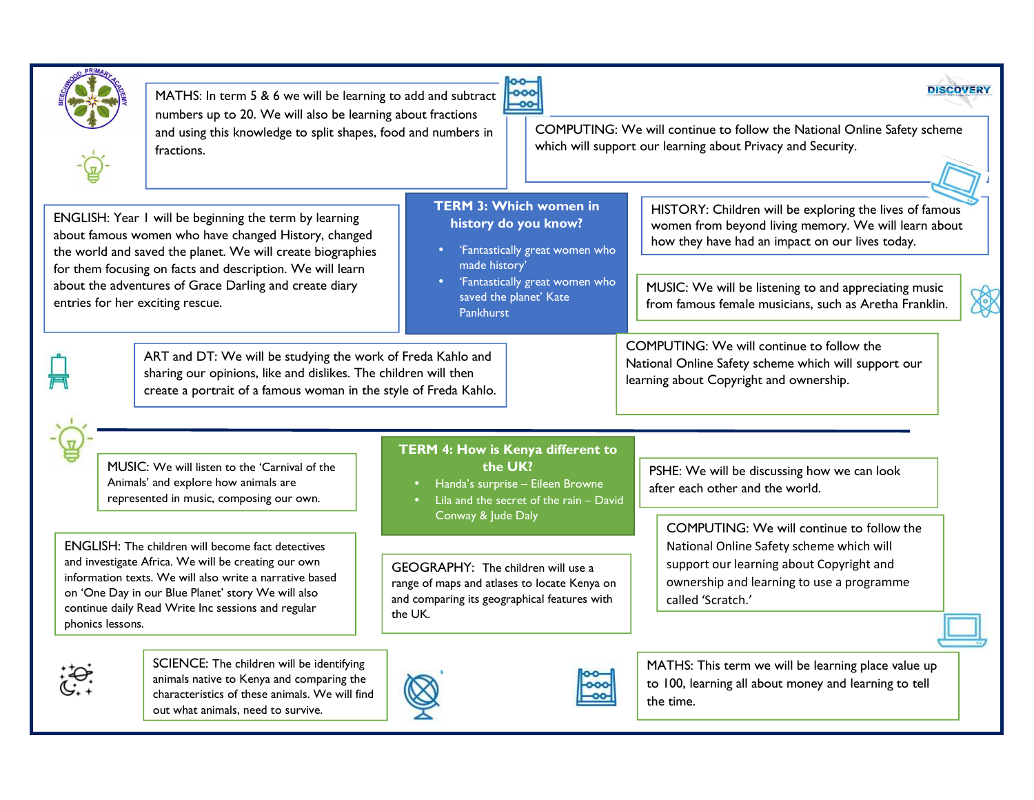MATHS: In term 5 & 6 we will be learning to add and subtract numbers up to 20. We will also be learning about fractions and using this knowledge to split shapes, food and numbers in fractions.

COMPUTING: We will continue to follow the National Online Safety scheme which will support our learning about Privacy and Security.

## TERM 3: Which women in history do you know?

- 'Fantastically great women who made history'
- 'Fantastically great women who saved the planet' Kate Pankhurst

ENGLISH: Year 1 will be beginning the term by learning about famous women who have changed History, changed the world and saved the planet. We will create biographies for them focusing on facts and description. We will learn about the adventures of Grace Darling and create diary entries for her exciting rescue.

HISTORY: Children will be exploring the lives of famous women from beyond living memory. We will learn about how they have had an impact on our lives today.

MUSIC: We will be listening to and appreciating music from famous female musicians, such as Aretha Franklin.

ART and DT: We will be studying the work of Freda Kahlo and sharing our opinions, like and dislikes. The children will then create a portrait of a famous woman in the style of Freda Kahlo.

COMPUTING: We will continue to follow the National Online Safety scheme which will support our learning about Copyright and ownership.

## TERM 4: How is Kenya different to the UK?

- Handa's surprise – Eileen Browne
- Lila and the secret of the rain – David Conway & Jude Daly

MUSIC: We will listen to the 'Carnival of the Animals' and explore how animals are represented in music, composing our own.

PSHE: We will be discussing how we can look after each other and the world.

ENGLISH: The children will become fact detectives and investigate Africa. We will be creating our own information texts. We will also write a narrative based on 'One Day in our Blue Planet' story We will also continue daily Read Write Inc sessions and regular phonics lessons.

GEOGRAPHY: The children will use a range of maps and atlases to locate Kenya on and comparing its geographical features with the UK.

COMPUTING: We will continue to follow the National Online Safety scheme which will support our learning about Copyright and ownership and learning to use a programme called 'Scratch.'

SCIENCE: The children will be identifying animals native to Kenya and comparing the characteristics of these animals. We will find out what animals, need to survive.

MATHS: This term we will be learning place value up to 100, learning all about money and learning to tell the time.